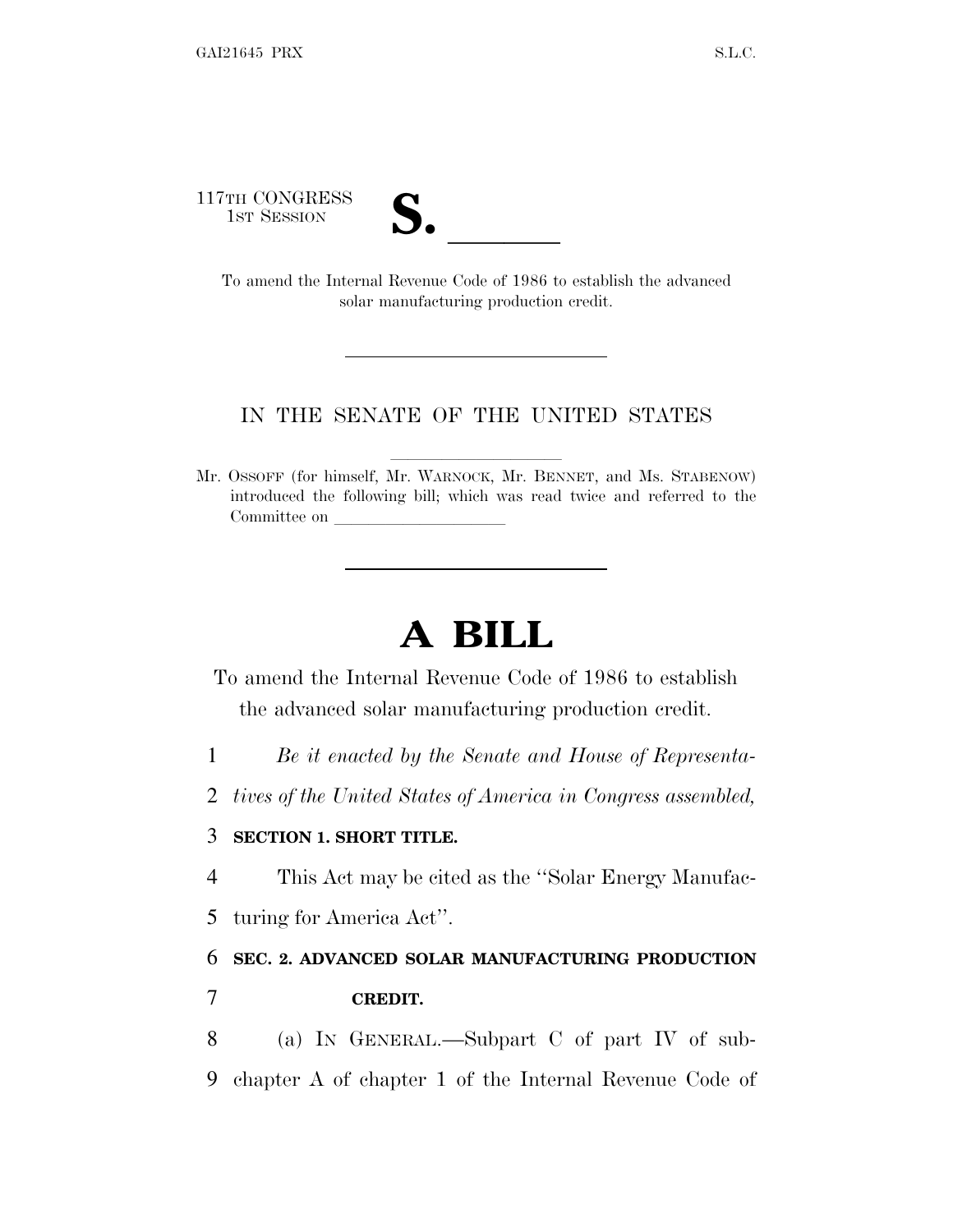117TH CONGRESS
1ST SESSION

# S. \_\_\_\_\_\_

To amend the Internal Revenue Code of 1986 to establish the advanced solar manufacturing production credit.

---

IN THE SENATE OF THE UNITED STATES

---

Mr. OSSOFF (for himself, Mr. WARNOCK, Mr. BENNET, and Ms. STABENOW) introduced the following bill; which was read twice and referred to the Committee on \_\_\_\_\_\_\_\_\_\_\_\_\_\_\_\_\_\_\_\_

---

# A BILL

To amend the Internal Revenue Code of 1986 to establish the advanced solar manufacturing production credit.

1 *Be it enacted by the Senate and House of Representa-*
2 *tives of the United States of America in Congress assembled,*

3 **SECTION 1. SHORT TITLE.**

4 This Act may be cited as the "Solar Energy Manufac-
5 turing for America Act".

6 **SEC. 2. ADVANCED SOLAR MANUFACTURING PRODUCTION**
7 **CREDIT.**

8 (a) IN GENERAL.—Subpart C of part IV of sub-
9 chapter A of chapter 1 of the Internal Revenue Code of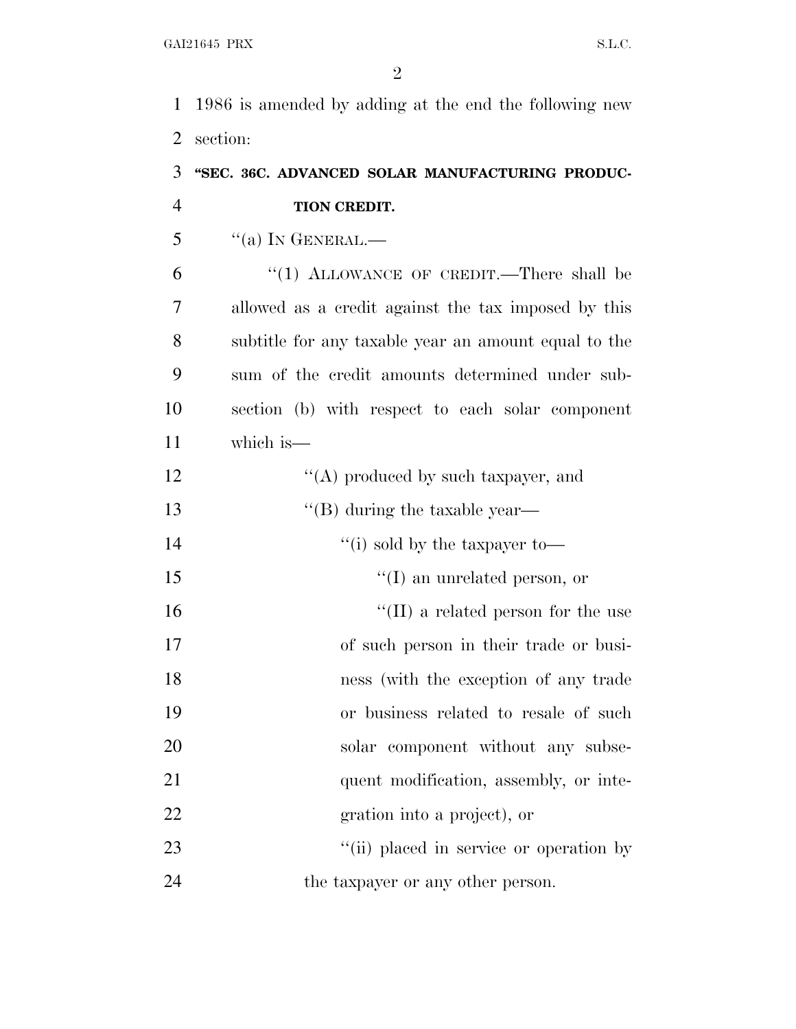1986 is amended by adding at the end the following new section:

**"SEC. 36C. ADVANCED SOLAR MANUFACTURING PRODUCTION CREDIT.**

"(a) IN GENERAL.—

"(1) ALLOWANCE OF CREDIT.—There shall be allowed as a credit against the tax imposed by this subtitle for any taxable year an amount equal to the sum of the credit amounts determined under subsection (b) with respect to each solar component which is—

"(A) produced by such taxpayer, and

"(B) during the taxable year—

"(i) sold by the taxpayer to—

"(I) an unrelated person, or

"(II) a related person for the use of such person in their trade or business (with the exception of any trade or business related to resale of such solar component without any subsequent modification, assembly, or integration into a project), or

"(ii) placed in service or operation by the taxpayer or any other person.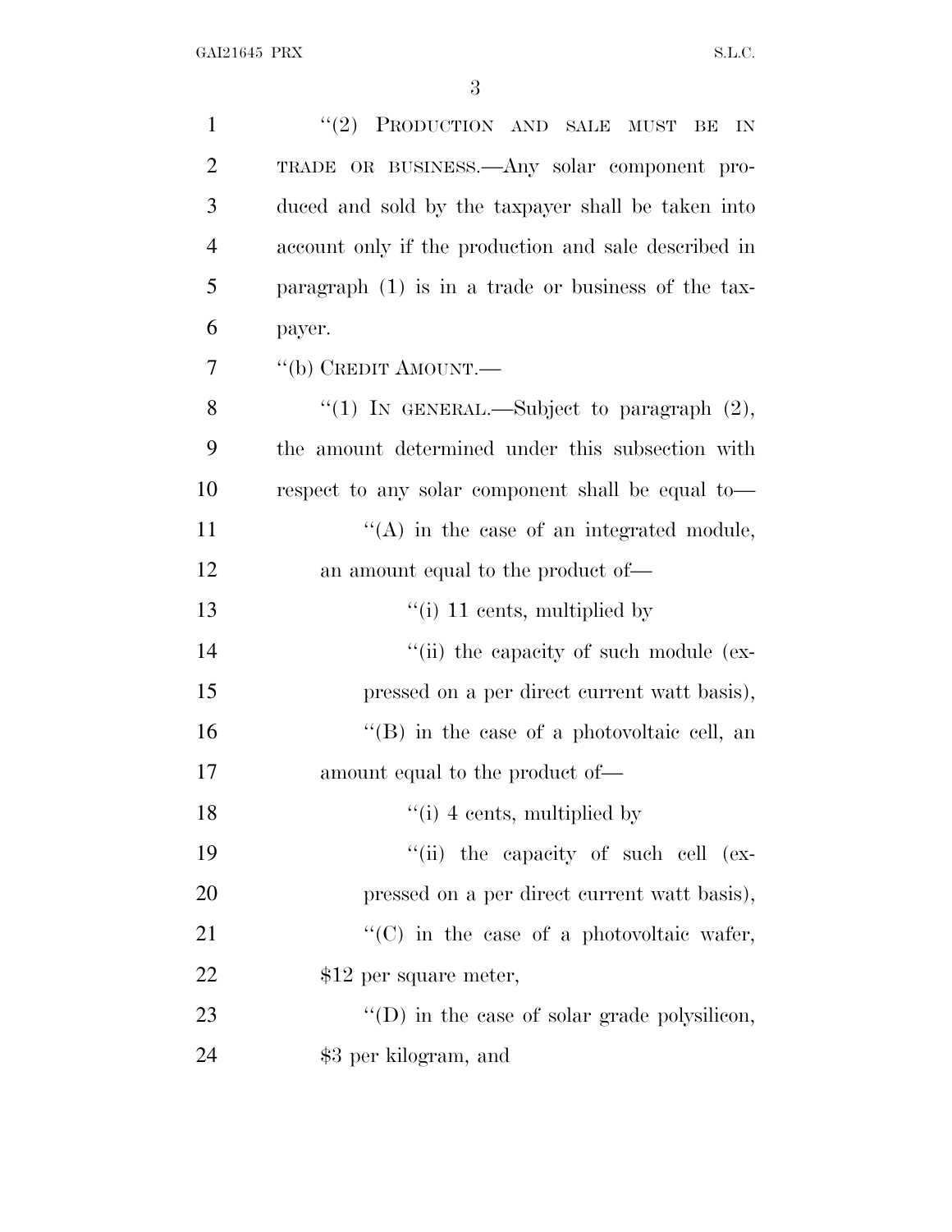"(2) PRODUCTION AND SALE MUST BE IN TRADE OR BUSINESS.—Any solar component produced and sold by the taxpayer shall be taken into account only if the production and sale described in paragraph (1) is in a trade or business of the taxpayer.

"(b) CREDIT AMOUNT.—

"(1) IN GENERAL.—Subject to paragraph (2), the amount determined under this subsection with respect to any solar component shall be equal to—

"(A) in the case of an integrated module, an amount equal to the product of—

"(i) 11 cents, multiplied by

"(ii) the capacity of such module (expressed on a per direct current watt basis),

"(B) in the case of a photovoltaic cell, an amount equal to the product of—

"(i) 4 cents, multiplied by

"(ii) the capacity of such cell (expressed on a per direct current watt basis),

"(C) in the case of a photovoltaic wafer, $12 per square meter,

"(D) in the case of solar grade polysilicon, $3 per kilogram, and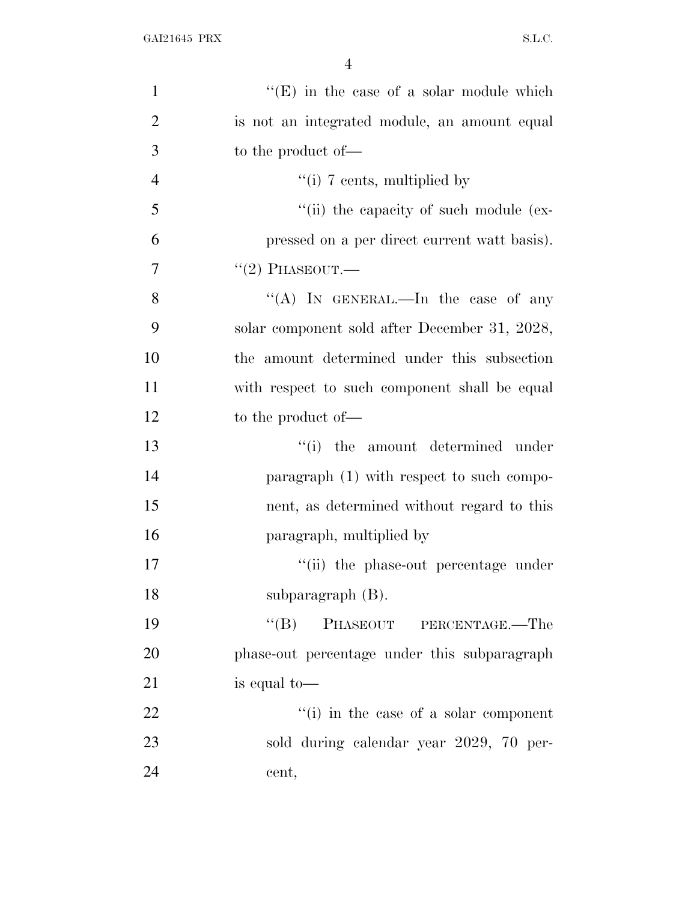"(E) in the case of a solar module which is not an integrated module, an amount equal to the product of—

"(i) 7 cents, multiplied by

"(ii) the capacity of such module (expressed on a per direct current watt basis).

"(2) PHASEOUT.—

"(A) IN GENERAL.—In the case of any solar component sold after December 31, 2028, the amount determined under this subsection with respect to such component shall be equal to the product of—

"(i) the amount determined under paragraph (1) with respect to such component, as determined without regard to this paragraph, multiplied by

"(ii) the phase-out percentage under subparagraph (B).

"(B) PHASEOUT PERCENTAGE.—The phase-out percentage under this subparagraph is equal to—

"(i) in the case of a solar component sold during calendar year 2029, 70 percent,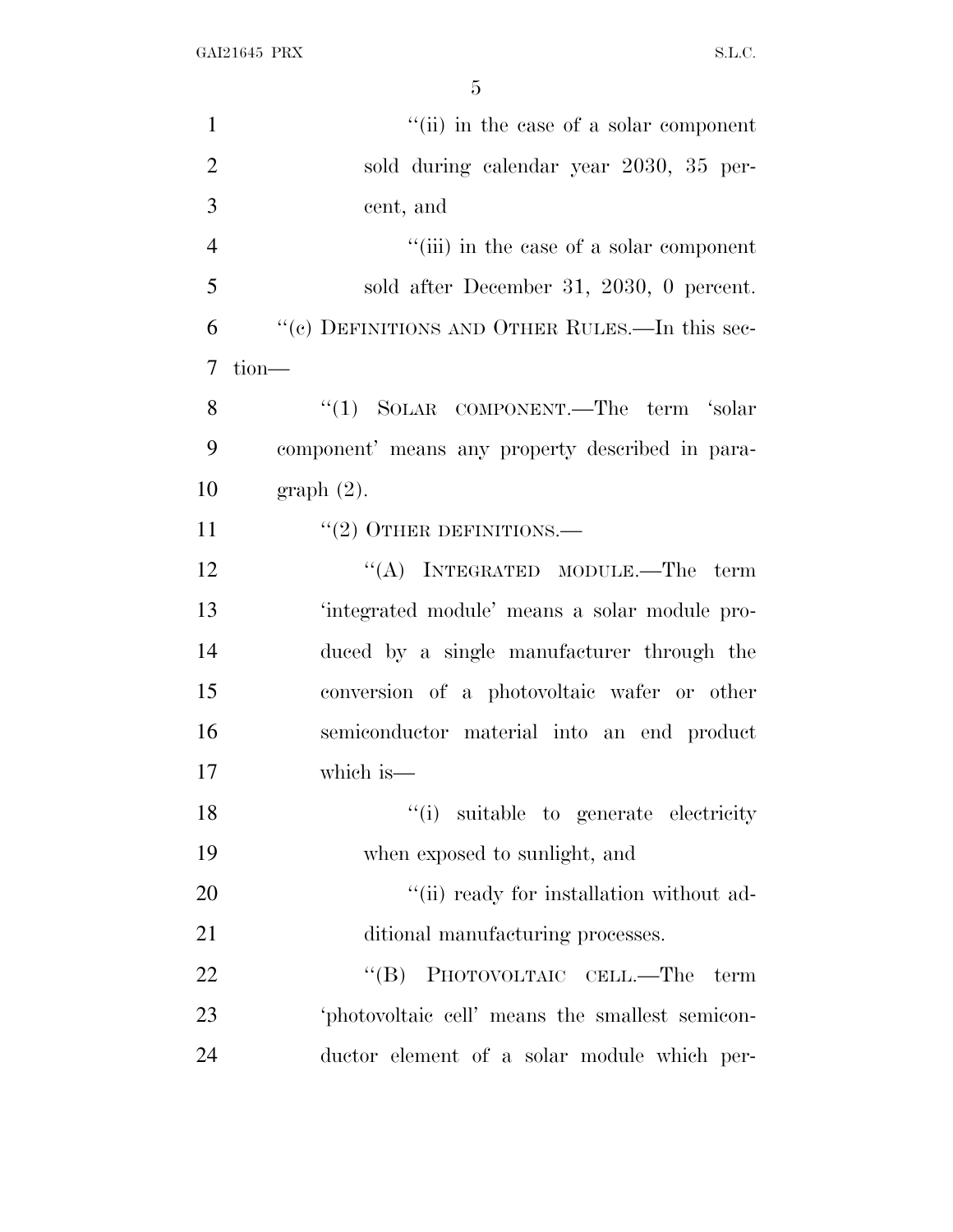"(ii) in the case of a solar component sold during calendar year 2030, 35 percent, and

"(iii) in the case of a solar component sold after December 31, 2030, 0 percent.

"(c) DEFINITIONS AND OTHER RULES.—In this section—

"(1) SOLAR COMPONENT.—The term 'solar component' means any property described in paragraph (2).

"(2) OTHER DEFINITIONS.—

"(A) INTEGRATED MODULE.—The term 'integrated module' means a solar module produced by a single manufacturer through the conversion of a photovoltaic wafer or other semiconductor material into an end product which is—

"(i) suitable to generate electricity when exposed to sunlight, and

"(ii) ready for installation without additional manufacturing processes.

"(B) PHOTOVOLTAIC CELL.—The term 'photovoltaic cell' means the smallest semiconductor element of a solar module which per-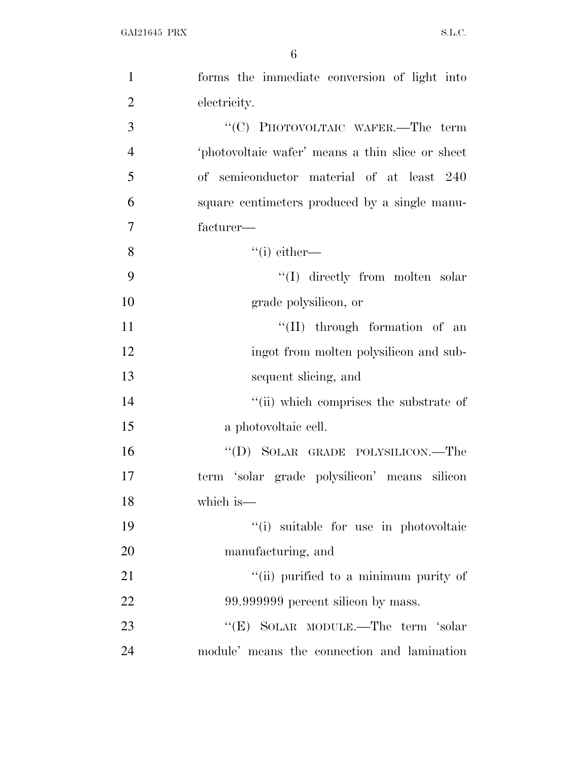forms the immediate conversion of light into electricity.

"(C) PHOTOVOLTAIC WAFER.—The term 'photovoltaic wafer' means a thin slice or sheet of semiconductor material of at least 240 square centimeters produced by a single manufacturer—

"(i) either—

"(I) directly from molten solar grade polysilicon, or

"(II) through formation of an ingot from molten polysilicon and subsequent slicing, and

"(ii) which comprises the substrate of a photovoltaic cell.

"(D) SOLAR GRADE POLYSILICON.—The term 'solar grade polysilicon' means silicon which is—

"(i) suitable for use in photovoltaic manufacturing, and

"(ii) purified to a minimum purity of 99.999999 percent silicon by mass.

"(E) SOLAR MODULE.—The term 'solar module' means the connection and lamination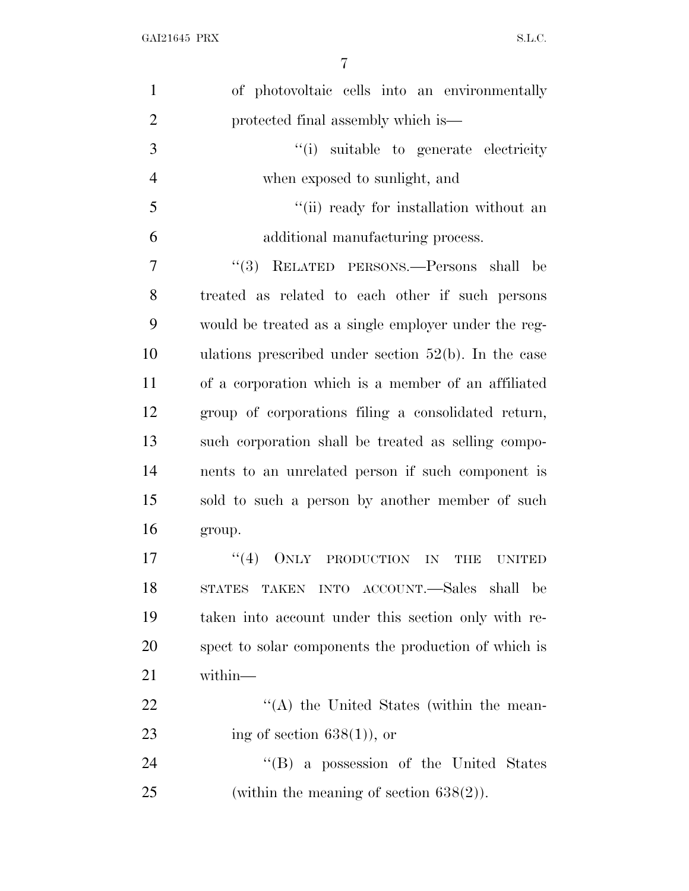of photovoltaic cells into an environmentally protected final assembly which is—

"(i) suitable to generate electricity when exposed to sunlight, and

"(ii) ready for installation without an additional manufacturing process.

"(3) RELATED PERSONS.—Persons shall be treated as related to each other if such persons would be treated as a single employer under the regulations prescribed under section 52(b). In the case of a corporation which is a member of an affiliated group of corporations filing a consolidated return, such corporation shall be treated as selling components to an unrelated person if such component is sold to such a person by another member of such group.

"(4) ONLY PRODUCTION IN THE UNITED STATES TAKEN INTO ACCOUNT.—Sales shall be taken into account under this section only with respect to solar components the production of which is within—

"(A) the United States (within the meaning of section 638(1)), or

"(B) a possession of the United States (within the meaning of section 638(2)).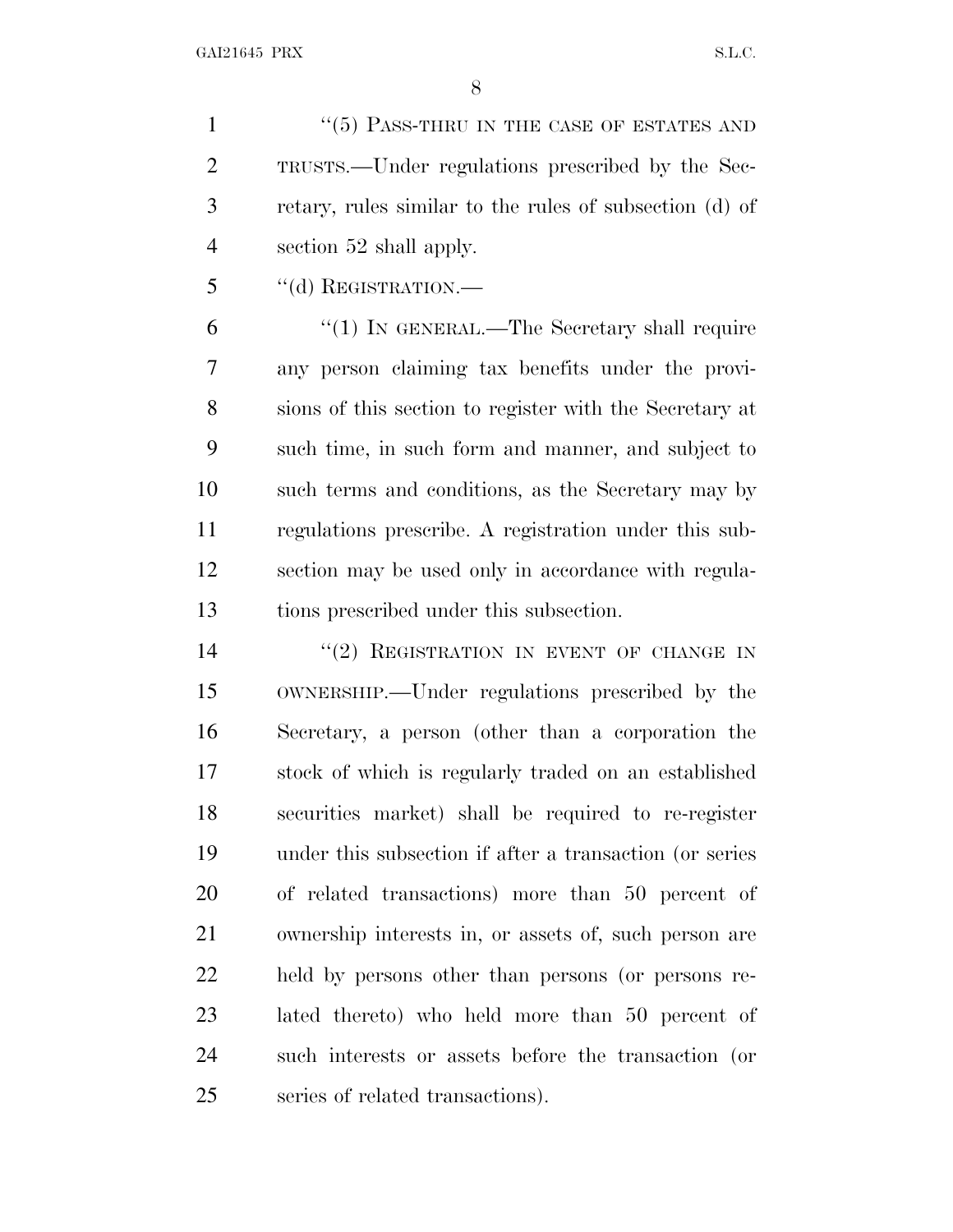"(5) PASS-THRU IN THE CASE OF ESTATES AND TRUSTS.—Under regulations prescribed by the Secretary, rules similar to the rules of subsection (d) of section 52 shall apply.

"(d) REGISTRATION.—

"(1) IN GENERAL.—The Secretary shall require any person claiming tax benefits under the provisions of this section to register with the Secretary at such time, in such form and manner, and subject to such terms and conditions, as the Secretary may by regulations prescribe. A registration under this subsection may be used only in accordance with regulations prescribed under this subsection.

"(2) REGISTRATION IN EVENT OF CHANGE IN OWNERSHIP.—Under regulations prescribed by the Secretary, a person (other than a corporation the stock of which is regularly traded on an established securities market) shall be required to re-register under this subsection if after a transaction (or series of related transactions) more than 50 percent of ownership interests in, or assets of, such person are held by persons other than persons (or persons related thereto) who held more than 50 percent of such interests or assets before the transaction (or series of related transactions).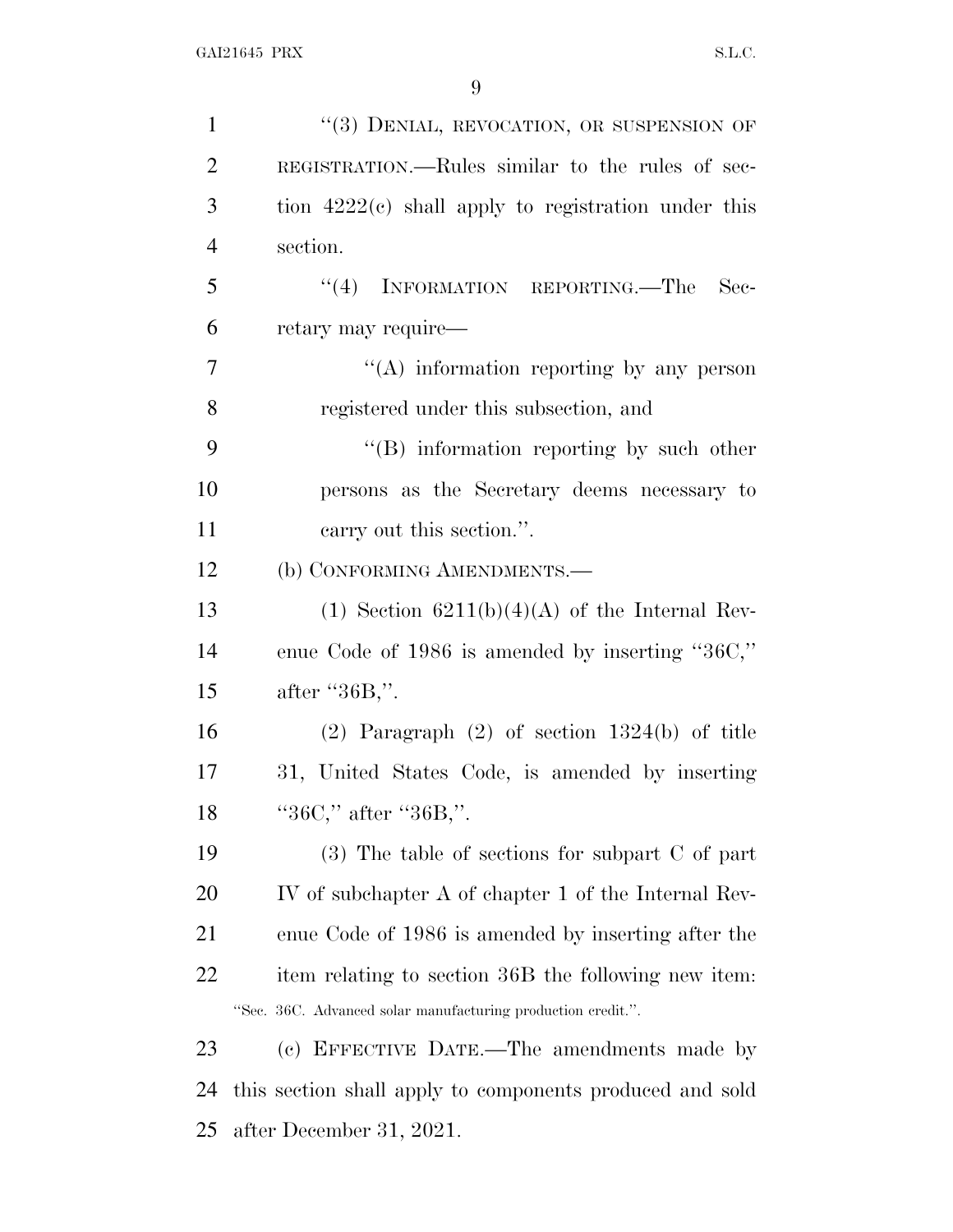"(3) DENIAL, REVOCATION, OR SUSPENSION OF REGISTRATION.—Rules similar to the rules of section 4222(c) shall apply to registration under this section.

"(4) INFORMATION REPORTING.—The Secretary may require—

"(A) information reporting by any person registered under this subsection, and

"(B) information reporting by such other persons as the Secretary deems necessary to carry out this section.".

(b) CONFORMING AMENDMENTS.—

(1) Section 6211(b)(4)(A) of the Internal Revenue Code of 1986 is amended by inserting "36C," after "36B,".

(2) Paragraph (2) of section 1324(b) of title 31, United States Code, is amended by inserting "36C," after "36B,".

(3) The table of sections for subpart C of part IV of subchapter A of chapter 1 of the Internal Revenue Code of 1986 is amended by inserting after the item relating to section 36B the following new item:

"Sec. 36C. Advanced solar manufacturing production credit.".

(c) EFFECTIVE DATE.—The amendments made by this section shall apply to components produced and sold after December 31, 2021.